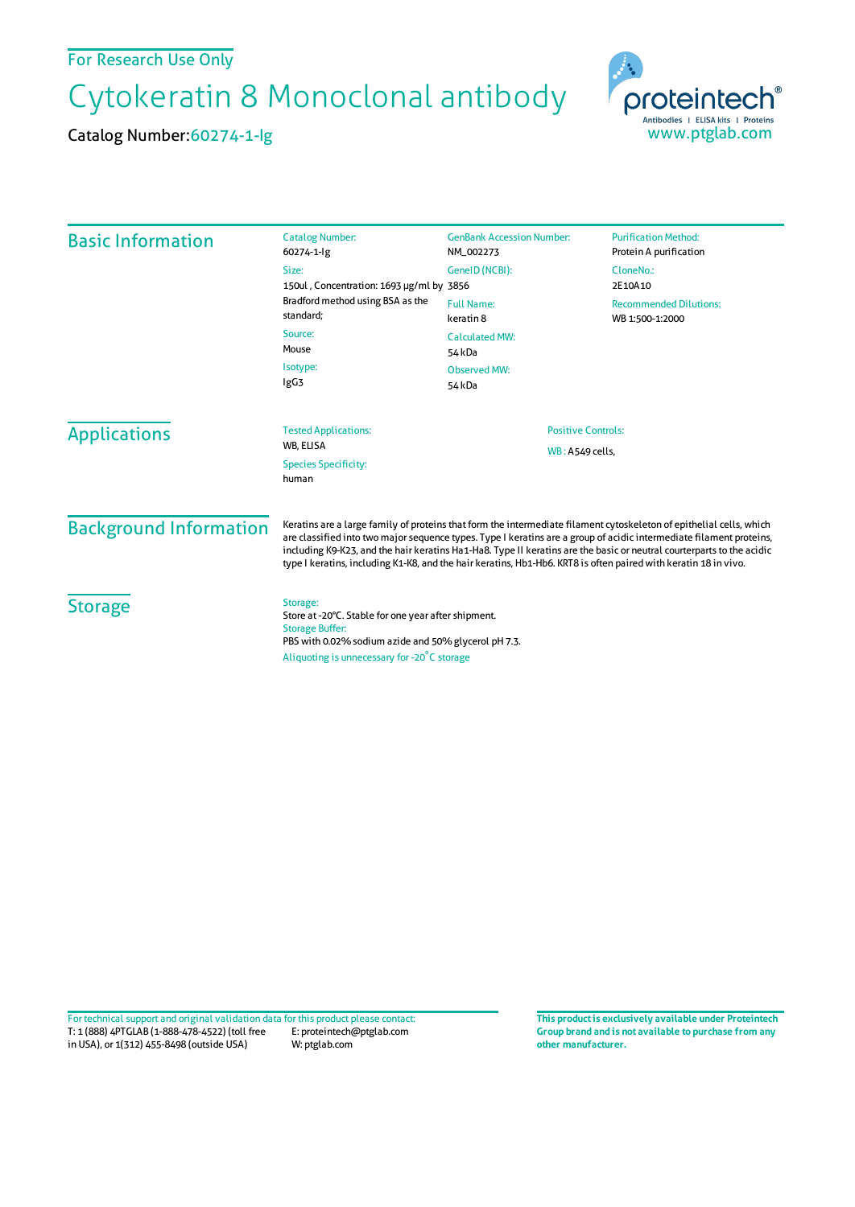For Research Use Only

# Cytokeratin 8 Monoclonal antibody

Catalog Number: 60274-1-Ig

proteintech®
Antibodies | ELISA kits | Proteins
www.ptglab.com

## Basic Information

**Catalog Number:**
60274-1-Ig

**Size:**
150ul , Concentration: 1693 μg/ml by Bradford method using BSA as the standard;

**Source:**
Mouse

**Isotype:**
IgG3

**GenBank Accession Number:**
NM_002273

**GeneID (NCBI):**
3856

**Full Name:**
keratin 8

**Calculated MW:**
54 kDa

**Observed MW:**
54 kDa

**Purification Method:**
Protein A purification

**CloneNo.:**
2E10A10

**Recommended Dilutions:**
WB 1:500-1:2000

## Applications

**Tested Applications:**
WB, ELISA

**Species Specificity:**
human

**Positive Controls:**
WB : A549 cells,

## Background Information

Keratins are a large family of proteins that form the intermediate filament cytoskeleton of epithelial cells, which are classified into two major sequence types. Type I keratins are a group of acidic intermediate filament proteins, including K9-K23, and the hair keratins Ha1-Ha8. Type II keratins are the basic or neutral courterparts to the acidic type I keratins, including K1-K8, and the hair keratins, Hb1-Hb6. KRT8 is often paired with keratin 18 in vivo.

## Storage

**Storage:**
Store at -20°C. Stable for one year after shipment.

**Storage Buffer:**
PBS with 0.02% sodium azide and 50% glycerol pH 7.3.

Aliquoting is unnecessary for -20°C storage

For technical support and original validation data for this product please contact:
T: 1 (888) 4PTGLAB (1-888-478-4522) (toll free in USA), or 1(312) 455-8498 (outside USA)
E: proteintech@ptglab.com
W: ptglab.com

**This product is exclusively available under Proteintech Group brand and is not available to purchase from any other manufacturer.**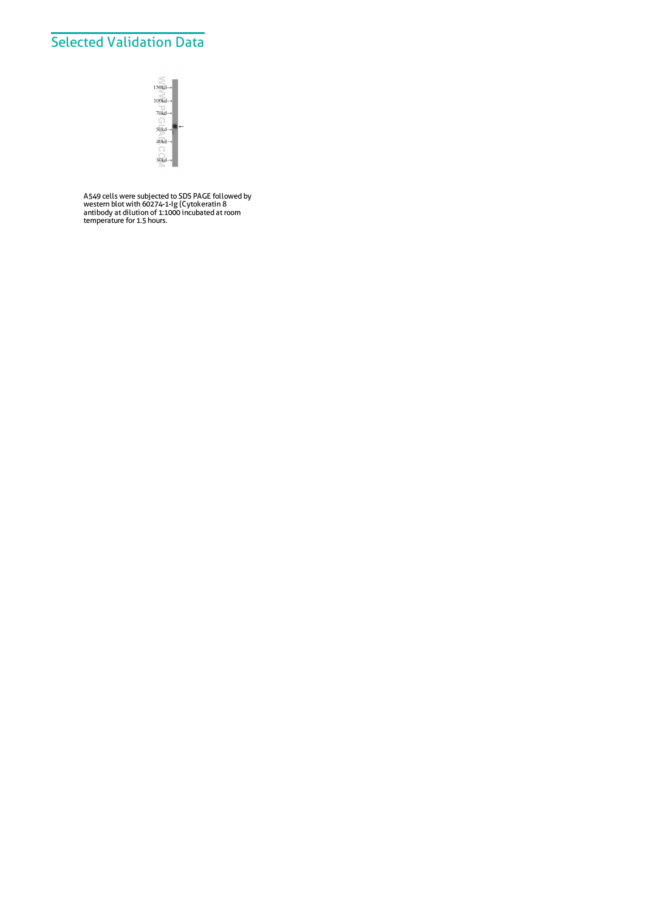## Selected Validation Data

150kd→
100kd→
70kd→
50kd→
40kd→
30kd→

WWW.PTGLAB.COM

A549 cells were subjected to SDS PAGE followed by western blot with 60274-1-Ig (Cytokeratin 8 antibody at dilution of 1:1000 incubated at room temperature for 1.5 hours.